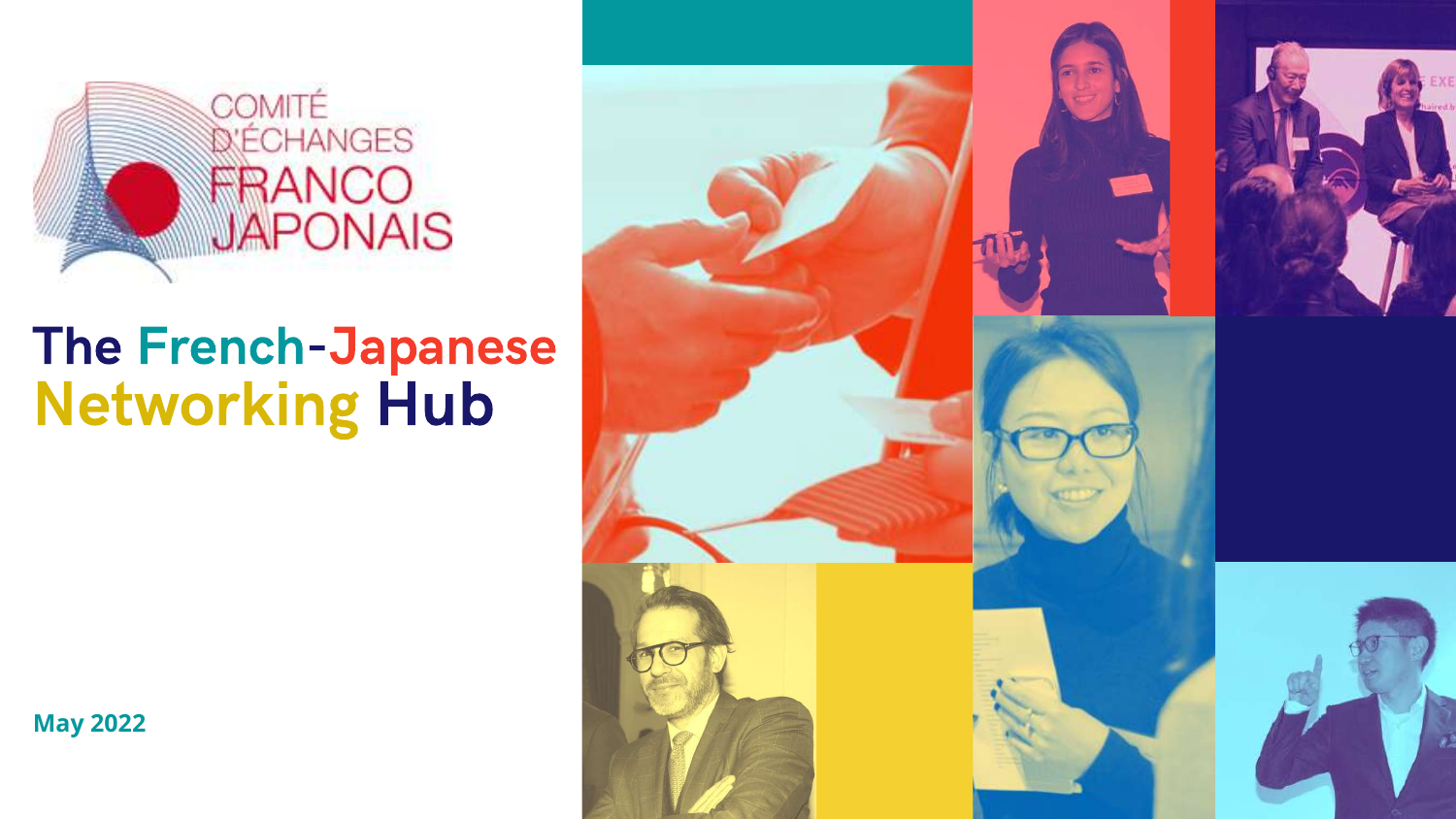COMITÉ D'ÉCHANGES FRANCO JAPONAIS

# The French-Japanese Networking Hub

**May 2022**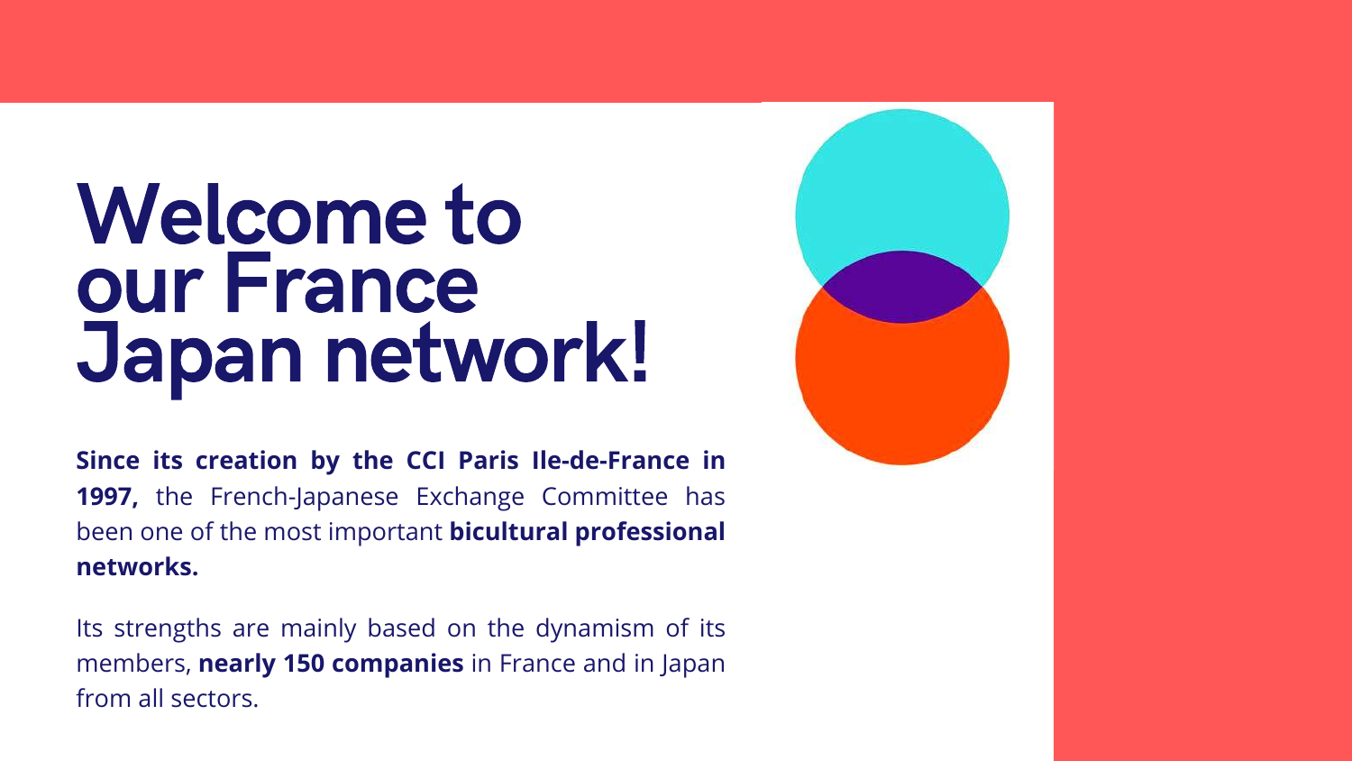# Welcome to our France Japan network!

**Since its creation by the CCI Paris Ile-de-France in 1997,** the French-Japanese Exchange Committee has been one of the most important **bicultural professional networks.**

Its strengths are mainly based on the dynamism of its members, **nearly 150 companies** in France and in Japan from all sectors.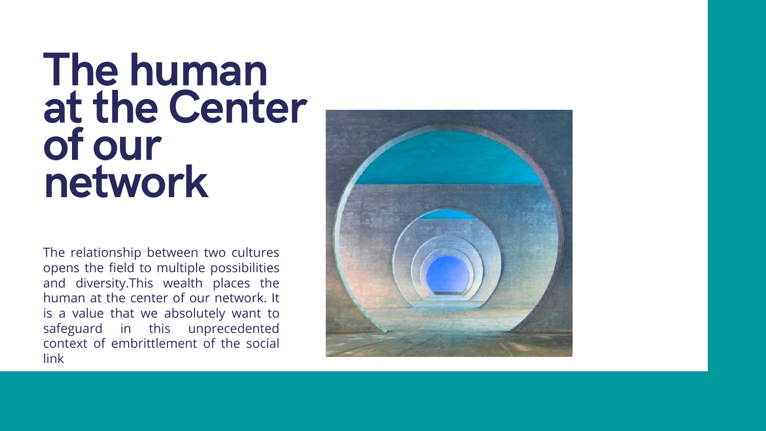# The human at the Center of our network

The relationship between two cultures opens the field to multiple possibilities and diversity.This wealth places the human at the center of our network. It is a value that we absolutely want to safeguard in this unprecedented context of embrittlement of the social link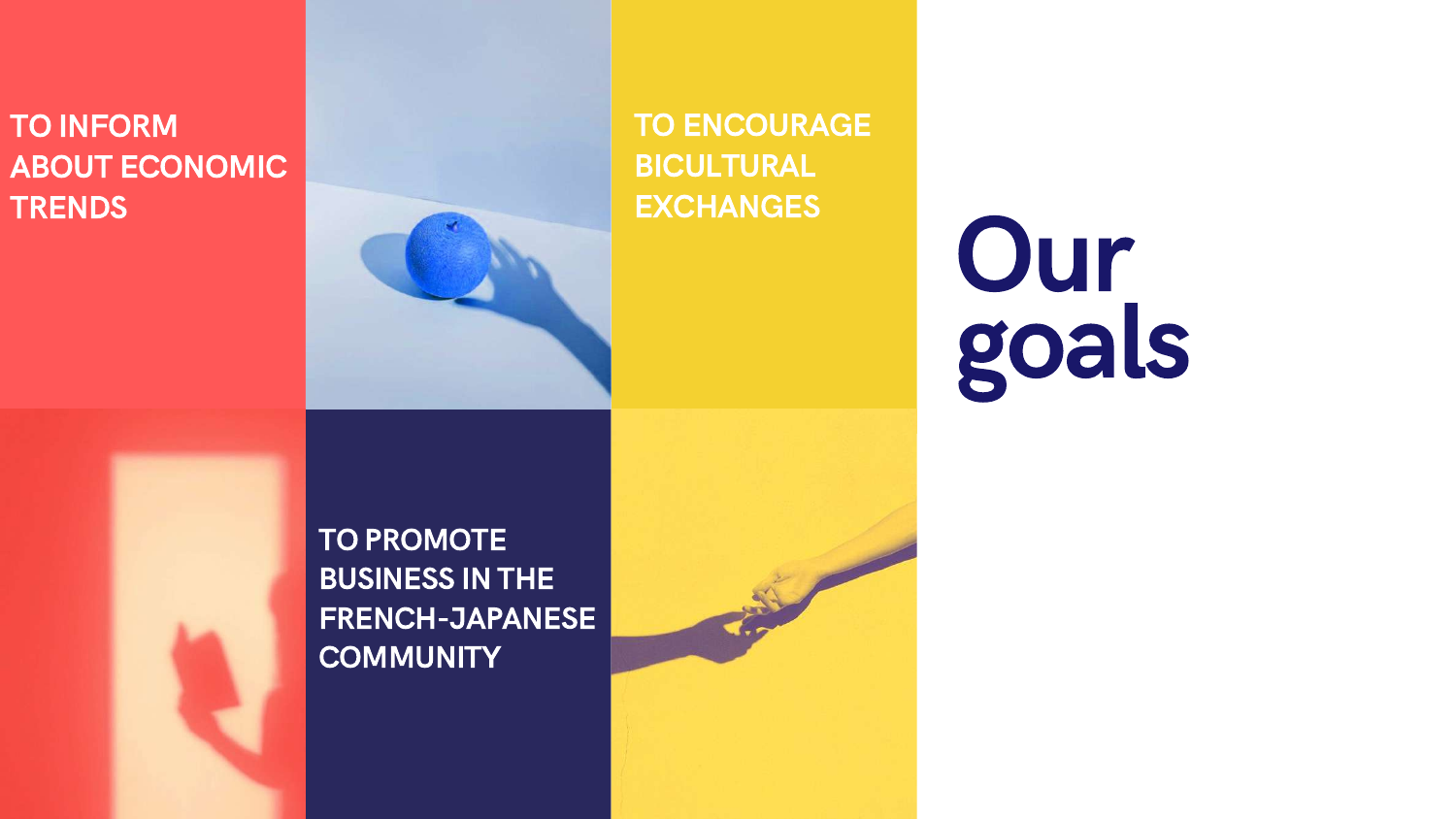# Our goals

TO INFORM ABOUT ECONOMIC TRENDS

TO ENCOURAGE BICULTURAL EXCHANGES

TO PROMOTE BUSINESS IN THE FRENCH-JAPANESE COMMUNITY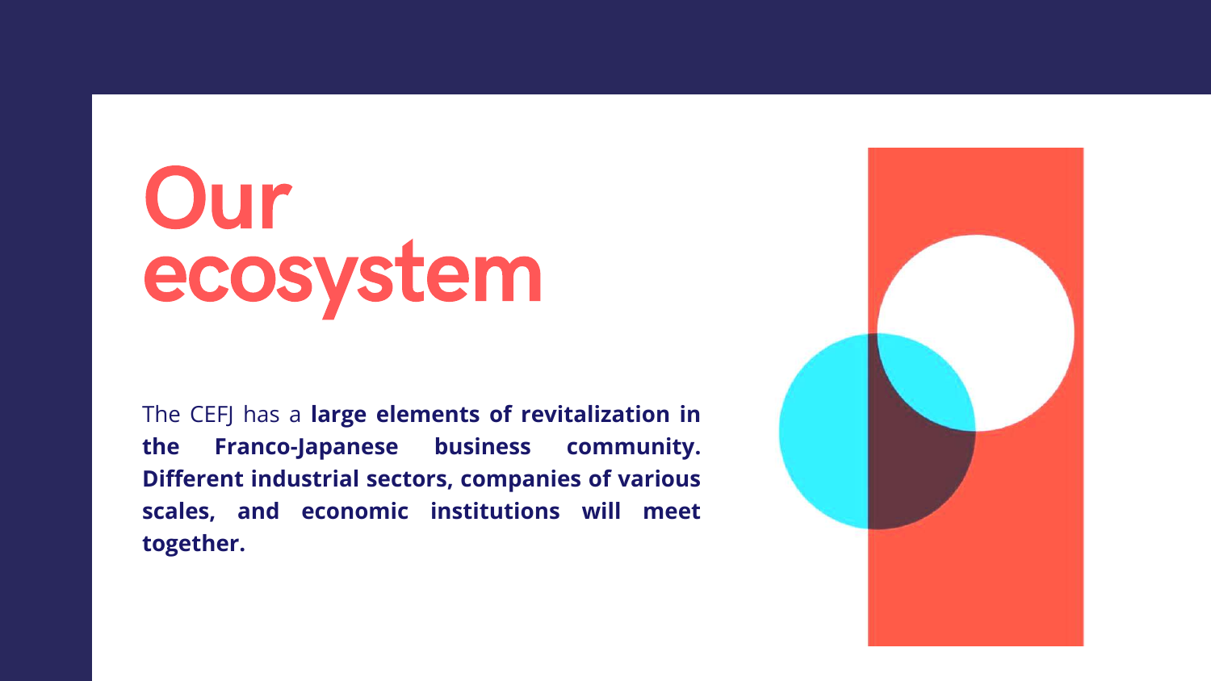# Our ecosystem

The CEFJ has a **large elements of revitalization in the Franco-Japanese business community. Different industrial sectors, companies of various scales, and economic institutions will meet together.**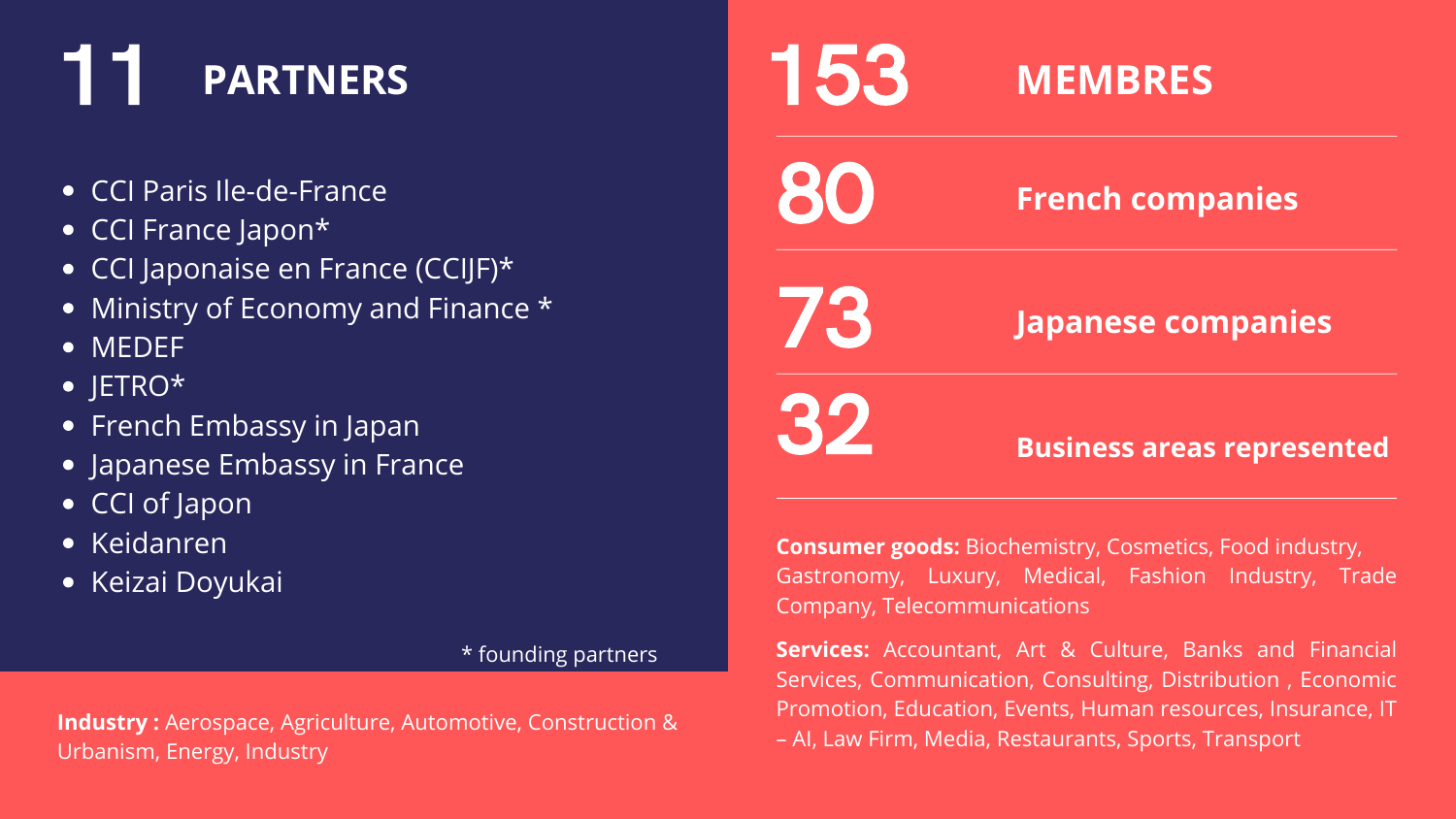## 11 PARTNERS

- CCI Paris Ile-de-France
- CCI France Japon*
- CCI Japonaise en France (CCIJF)*
- Ministry of Economy and Finance *
- MEDEF
- JETRO*
- French Embassy in Japan
- Japanese Embassy in France
- CCI of Japon
- Keidanren
- Keizai Doyukai

\* founding partners

**Industry :** Aerospace, Agriculture, Automotive, Construction & Urbanism, Energy, Industry

## 153 MEMBRES

**80** **French companies**

**73** **Japanese companies**

**32** **Business areas represented**

**Consumer goods:** Biochemistry, Cosmetics, Food industry, Gastronomy, Luxury, Medical, Fashion Industry, Trade Company, Telecommunications

**Services:** Accountant, Art & Culture, Banks and Financial Services, Communication, Consulting, Distribution , Economic Promotion, Education, Events, Human resources, Insurance, IT – AI, Law Firm, Media, Restaurants, Sports, Transport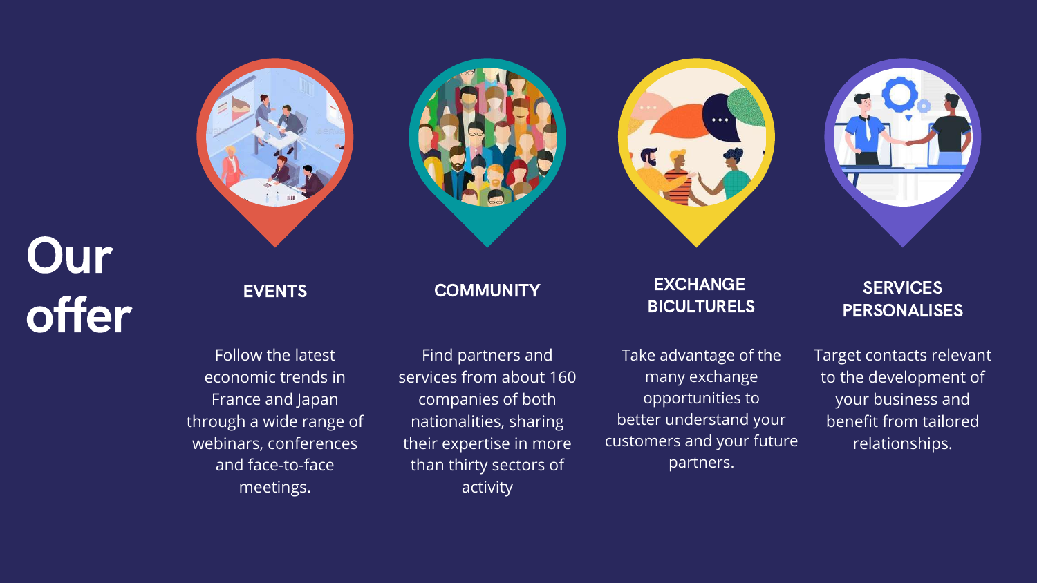# Our offer

### EVENTS

Follow the latest economic trends in France and Japan through a wide range of webinars, conferences and face-to-face meetings.

### COMMUNITY

Find partners and services from about 160 companies of both nationalities, sharing their expertise in more than thirty sectors of activity

### EXCHANGE BICULTURELS

Take advantage of the many exchange opportunities to better understand your customers and your future partners.

### SERVICES PERSONALISES

Target contacts relevant to the development of your business and benefit from tailored relationships.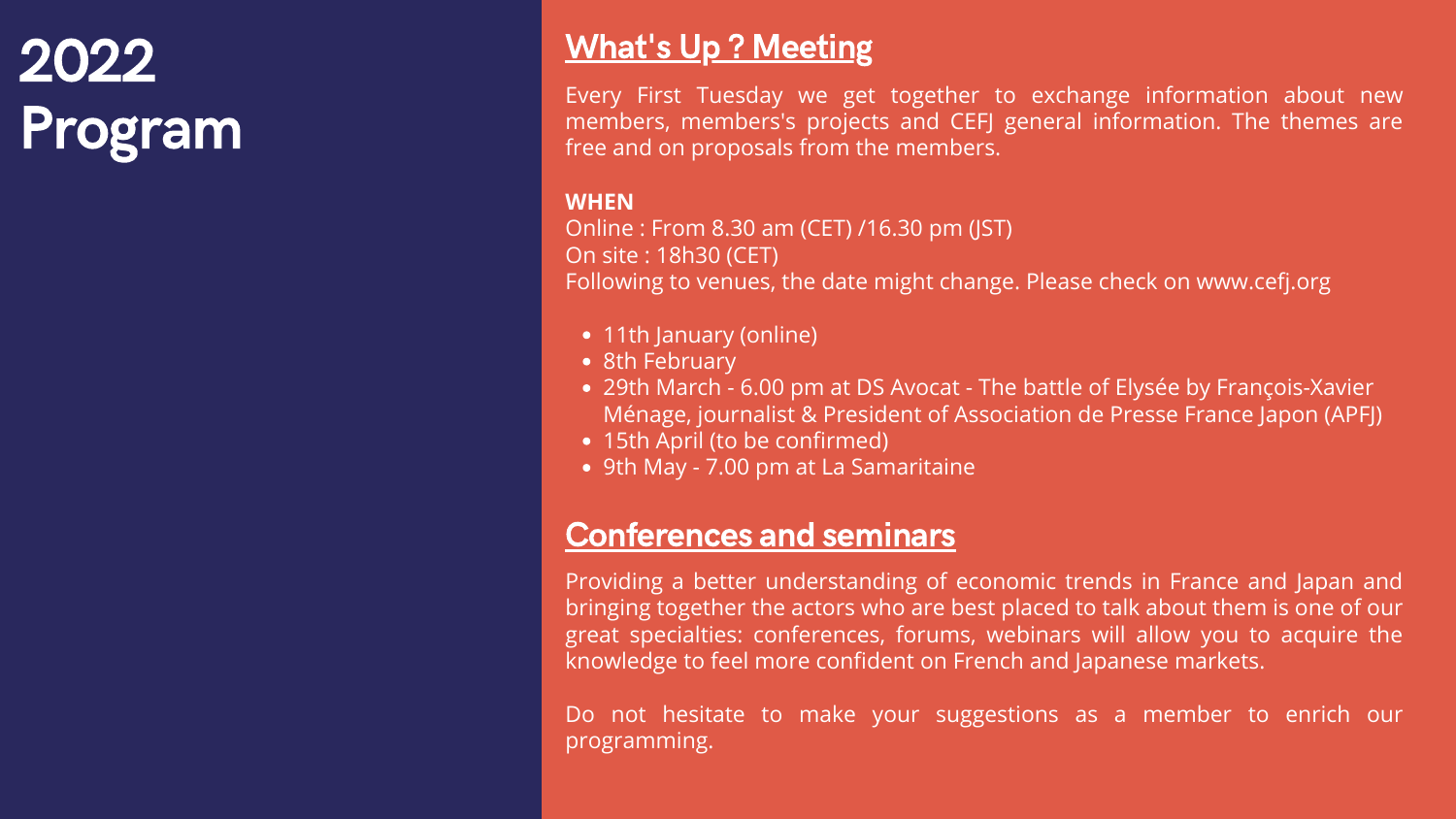# 2022 Program

## What's Up ? Meeting

Every First Tuesday we get together to exchange information about new members, members's projects and CEFJ general information. The themes are free and on proposals from the members.

**WHEN**

Online : From 8.30 am (CET) /16.30 pm (JST)
On site : 18h30 (CET)
Following to venues, the date might change. Please check on www.cefj.org

- 11th January (online)
- 8th February
- 29th March - 6.00 pm at DS Avocat - The battle of Elysée by François-Xavier Ménage, journalist & President of Association de Presse France Japon (APFJ)
- 15th April (to be confirmed)
- 9th May - 7.00 pm at La Samaritaine

## Conferences and seminars

Providing a better understanding of economic trends in France and Japan and bringing together the actors who are best placed to talk about them is one of our great specialties: conferences, forums, webinars will allow you to acquire the knowledge to feel more confident on French and Japanese markets.

Do not hesitate to make your suggestions as a member to enrich our programming.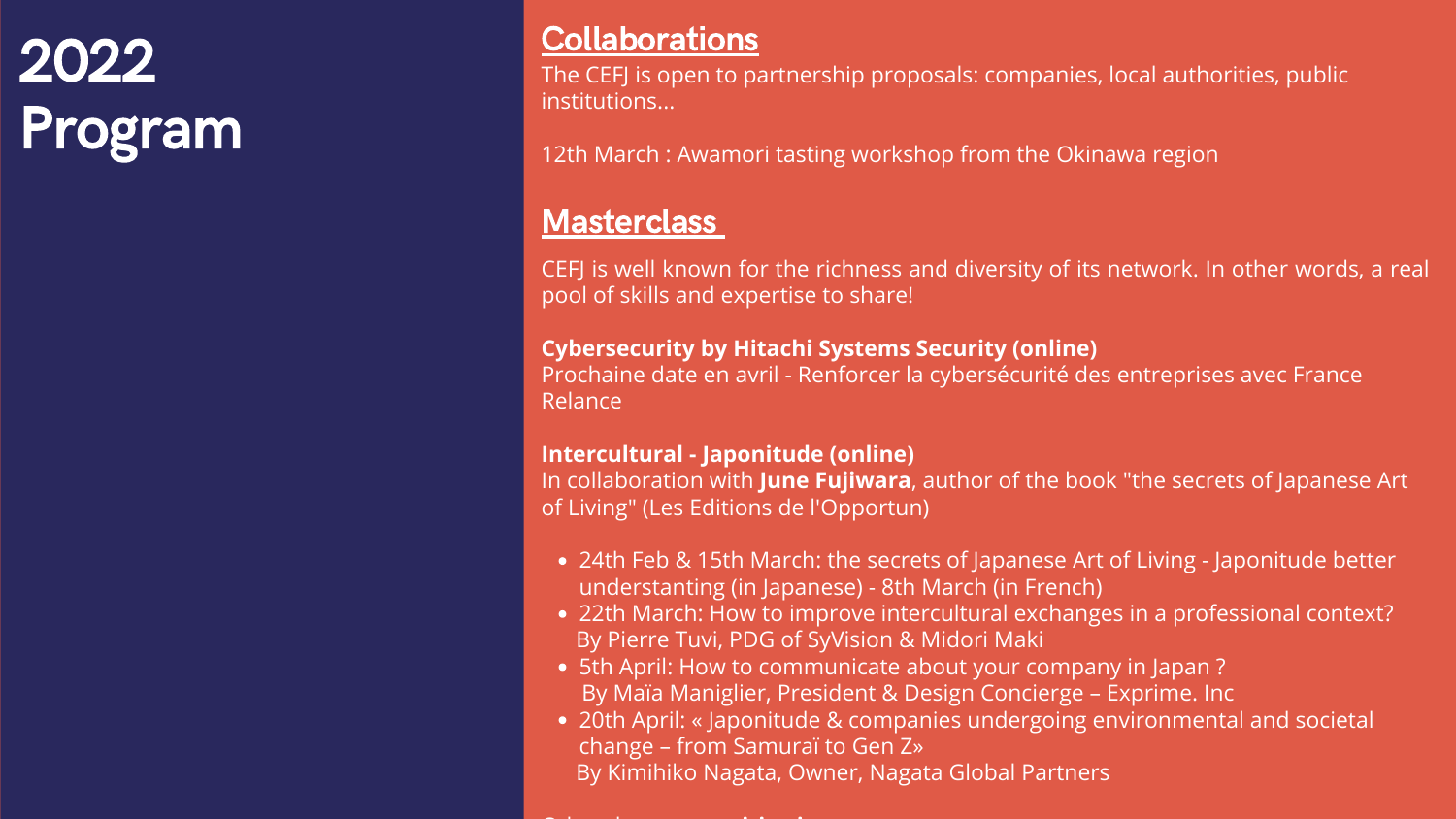# 2022 Program

## Collaborations

The CEFJ is open to partnership proposals: companies, local authorities, public institutions...

12th March : Awamori tasting workshop from the Okinawa region

## Masterclass

CEFJ is well known for the richness and diversity of its network. In other words, a real pool of skills and expertise to share!

**Cybersecurity by Hitachi Systems Security (online)**
Prochaine date en avril - Renforcer la cybersécurité des entreprises avec France Relance

**Intercultural - Japonitude (online)**
In collaboration with **June Fujiwara**, author of the book "the secrets of Japanese Art of Living" (Les Editions de l'Opportun)

- 24th Feb & 15th March: the secrets of Japanese Art of Living - Japonitude better understanting (in Japanese) - 8th March (in French)
- 22th March: How to improve intercultural exchanges in a professional context? By Pierre Tuvi, PDG of SyVision & Midori Maki
- 5th April: How to communicate about your company in Japan ? By Maïa Maniglier, President & Design Concierge – Exprime. Inc
- 20th April: « Japonitude & companies undergoing environmental and societal change – from Samuraï to Gen Z» By Kimihiko Nagata, Owner, Nagata Global Partners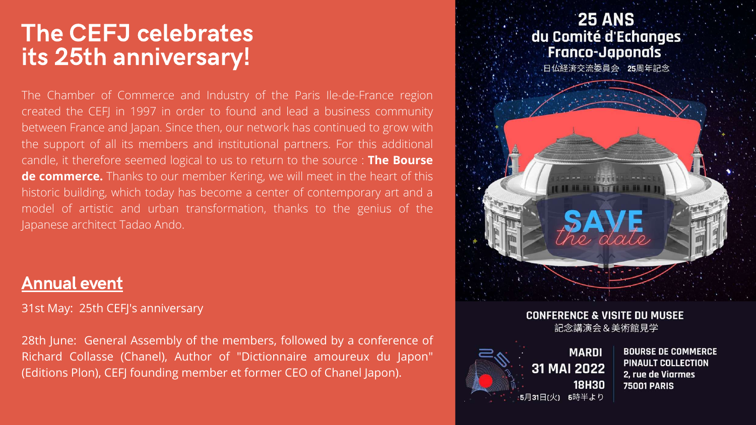# The CEFJ celebrates its 25th anniversary!

The Chamber of Commerce and Industry of the Paris Ile-de-France region created the CEFJ in 1997 in order to found and lead a business community between France and Japan. Since then, our network has continued to grow with the support of all its members and institutional partners. For this additional candle, it therefore seemed logical to us to return to the source : **The Bourse de commerce.** Thanks to our member Kering, we will meet in the heart of this historic building, which today has become a center of contemporary art and a model of artistic and urban transformation, thanks to the genius of the Japanese architect Tadao Ando.

## Annual event

31st May: 25th CEFJ's anniversary

28th June: General Assembly of the members, followed by a conference of Richard Collasse (Chanel), Author of "Dictionnaire amoureux du Japon" (Editions Plon), CEFJ founding member et former CEO of Chanel Japon).

**25 ANS du Comité d'Echanges Franco-Japonais**

日仏経済交流委員会　25周年記念

SAVE the date

**CONFERENCE & VISITE DU MUSEE**

記念講演会＆美術館見学

**MARDI 31 MAI 2022 18H30**

5月31日(火)　6時半より

**BOURSE DE COMMERCE PINAULT COLLECTION 2, rue de Viarmes 75001 PARIS**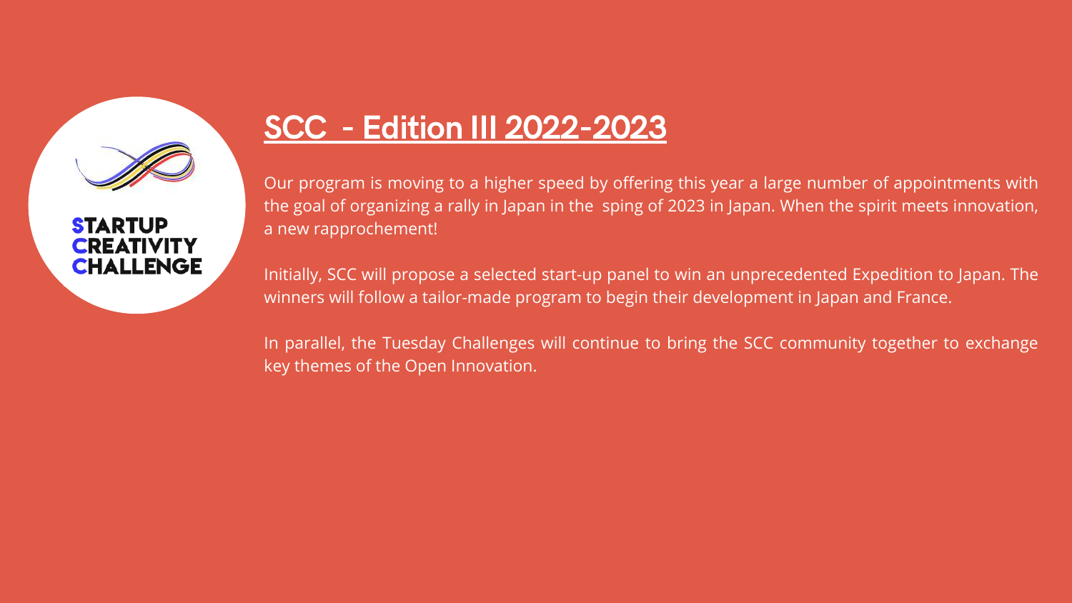STARTUP
CREATIVITY
CHALLENGE

## SCC - Edition III 2022-2023

Our program is moving to a higher speed by offering this year a large number of appointments with the goal of organizing a rally in Japan in the sping of 2023 in Japan. When the spirit meets innovation, a new rapprochement!

Initially, SCC will propose a selected start-up panel to win an unprecedented Expedition to Japan. The winners will follow a tailor-made program to begin their development in Japan and France.

In parallel, the Tuesday Challenges will continue to bring the SCC community together to exchange key themes of the Open Innovation.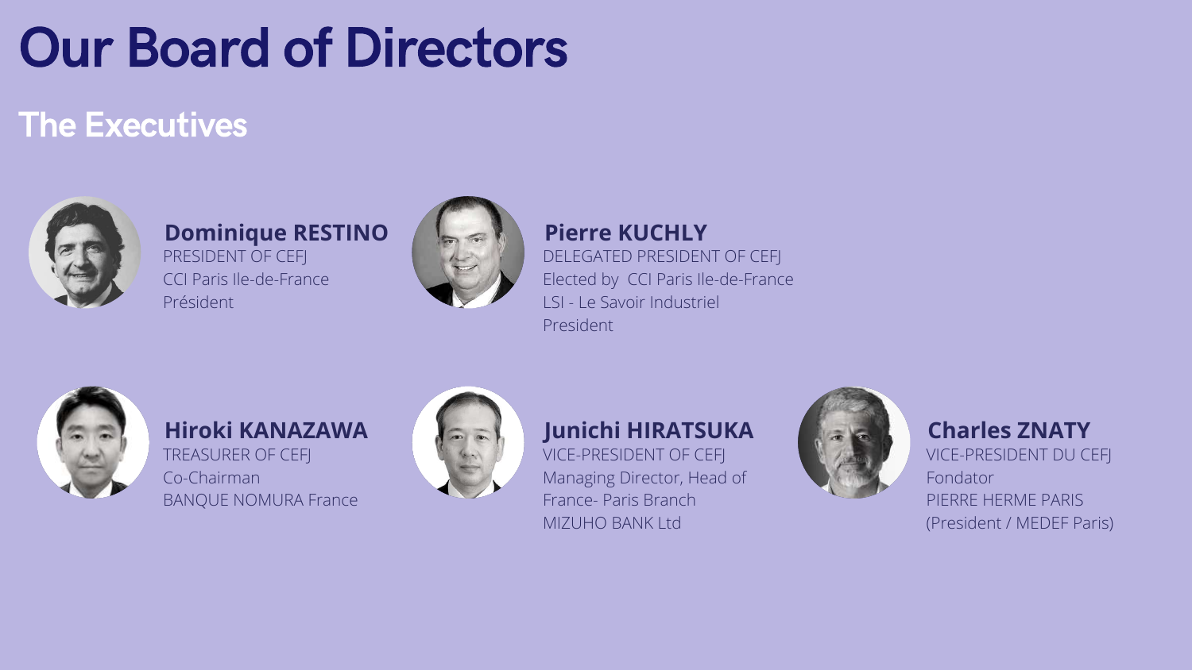# Our Board of Directors

## The Executives

**Dominique RESTINO**
PRESIDENT OF CEFJ
CCI Paris Ile-de-France
Président

**Pierre KUCHLY**
DELEGATED PRESIDENT OF CEFJ
Elected by CCI Paris Ile-de-France
LSI - Le Savoir Industriel
President

**Hiroki KANAZAWA**
TREASURER OF CEFJ
Co-Chairman
BANQUE NOMURA France

**Junichi HIRATSUKA**
VICE-PRESIDENT OF CEFJ
Managing Director, Head of France- Paris Branch
MIZUHO BANK Ltd

**Charles ZNATY**
VICE-PRESIDENT DU CEFJ
Fondator
PIERRE HERME PARIS
(President / MEDEF Paris)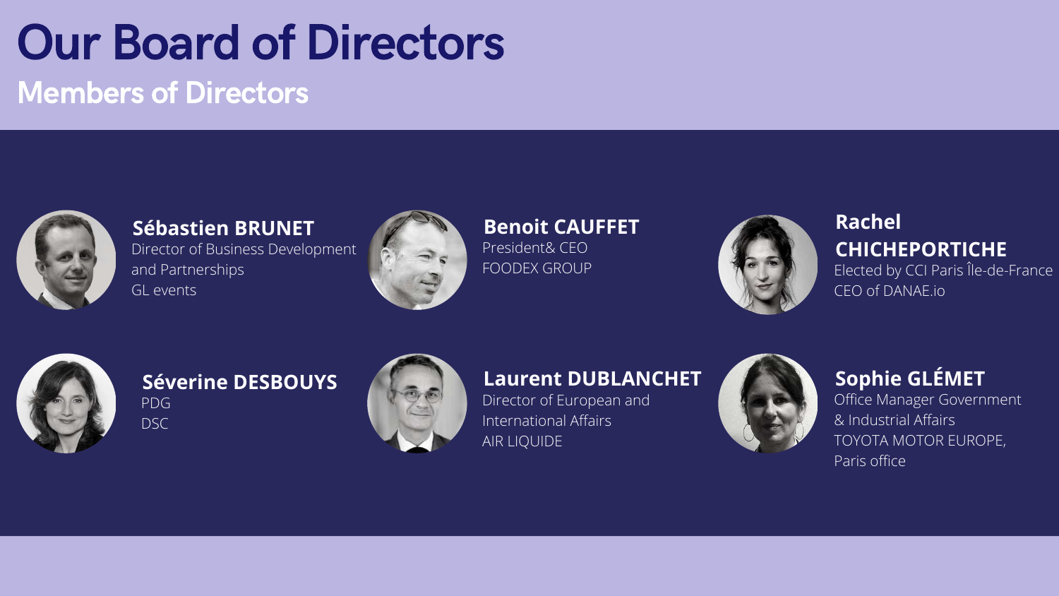# Our Board of Directors

## Members of Directors

**Sébastien BRUNET**
Director of Business Development and Partnerships
GL events

**Benoit CAUFFET**
President& CEO
FOODEX GROUP

**Rachel CHICHEPORTICHE**
Elected by CCI Paris Île-de-France
CEO of DANAE.io

**Séverine DESBOUYS**
PDG
DSC

**Laurent DUBLANCHET**
Director of European and International Affairs
AIR LIQUIDE

**Sophie GLÉMET**
Office Manager Government & Industrial Affairs
TOYOTA MOTOR EUROPE, Paris office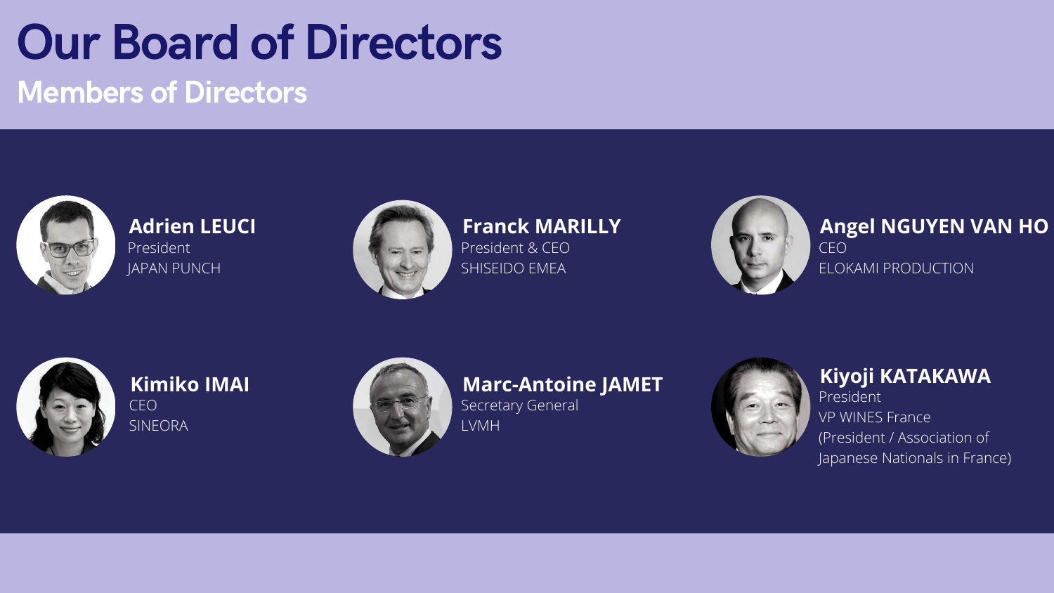# Our Board of Directors

## Members of Directors

**Adrien LEUCI**
President
JAPAN PUNCH

**Franck MARILLY**
President & CEO
SHISEIDO EMEA

**Angel NGUYEN VAN HO**
CEO
ELOKAMI PRODUCTION

**Kimiko IMAI**
CEO
SINEORA

**Marc-Antoine JAMET**
Secretary General
LVMH

**Kiyoji KATAKAWA**
President
VP WINES France
(President / Association of Japanese Nationals in France)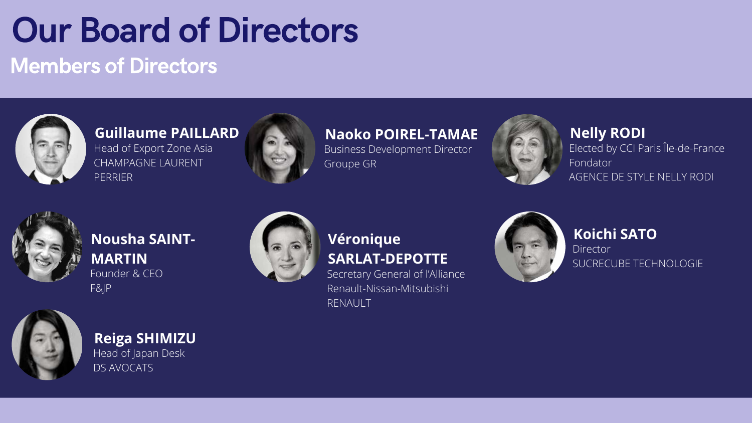# Our Board of Directors

## Members of Directors

**Guillaume PAILLARD**
Head of Export Zone Asia
CHAMPAGNE LAURENT PERRIER

**Naoko POIREL-TAMAE**
Business Development Director
Groupe GR

**Nelly RODI**
Elected by CCI Paris Île-de-France
Fondator
AGENCE DE STYLE NELLY RODI

**Nousha SAINT-MARTIN**
Founder & CEO
F&JP

**Véronique SARLAT-DEPOTTE**
Secretary General of l'Alliance Renault-Nissan-Mitsubishi
RENAULT

**Koichi SATO**
Director
SUCRECUBE TECHNOLOGIE

**Reiga SHIMIZU**
Head of Japan Desk
DS AVOCATS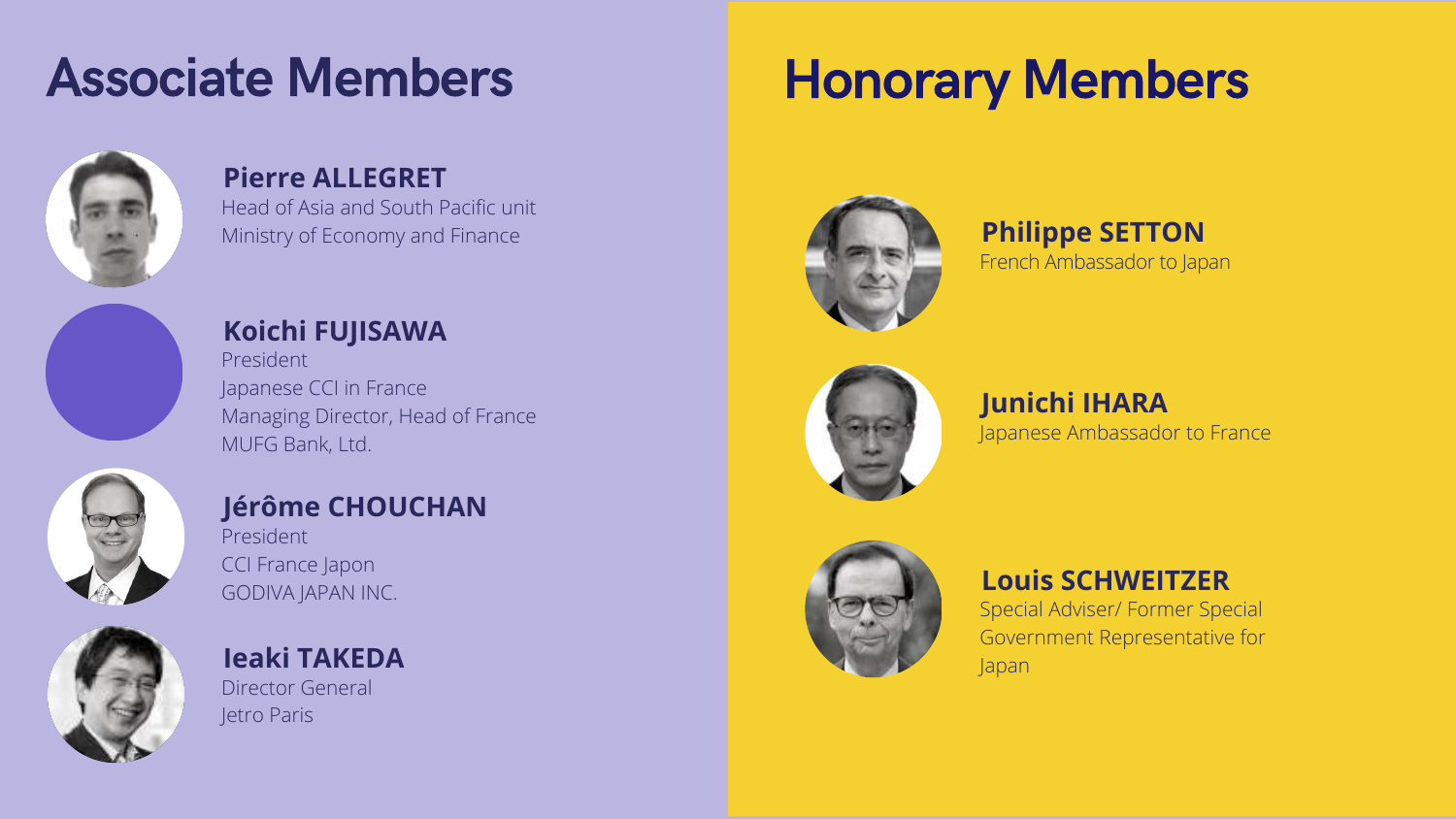## Associate Members

**Pierre ALLEGRET**
Head of Asia and South Pacific unit
Ministry of Economy and Finance

**Koichi FUJISAWA**
President
Japanese CCI in France
Managing Director, Head of France
MUFG Bank, Ltd.

**Jérôme CHOUCHAN**
President
CCI France Japon
GODIVA JAPAN INC.

**Ieaki TAKEDA**
Director General
Jetro Paris

## Honorary Members

**Philippe SETTON**
French Ambassador to Japan

**Junichi IHARA**
Japanese Ambassador to France

**Louis SCHWEITZER**
Special Adviser/ Former Special Government Representative for Japan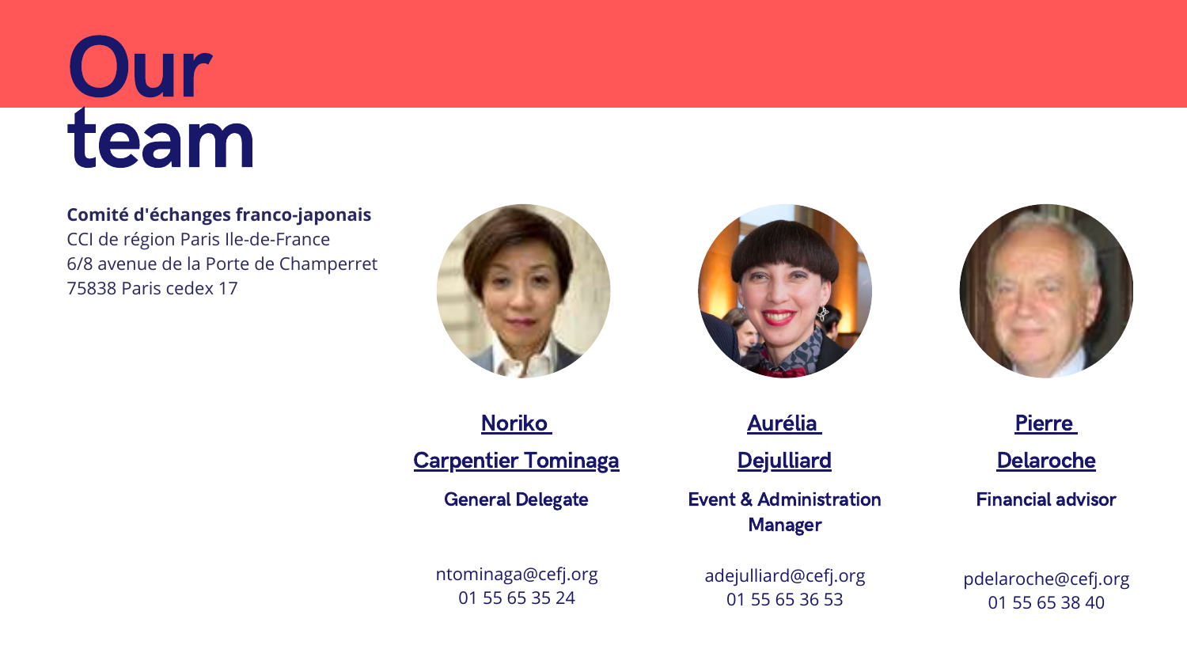# Our team

**Comité d'échanges franco-japonais**
CCI de région Paris Ile-de-France
6/8 avenue de la Porte de Champerret
75838 Paris cedex 17

**Noriko Carpentier Tominaga**

**General Delegate**

ntominaga@cefj.org
01 55 65 35 24

**Aurélia Dejulliard**

**Event & Administration Manager**

adejulliard@cefj.org
01 55 65 36 53

**Pierre Delaroche**

**Financial advisor**

pdelaroche@cefj.org
01 55 65 38 40